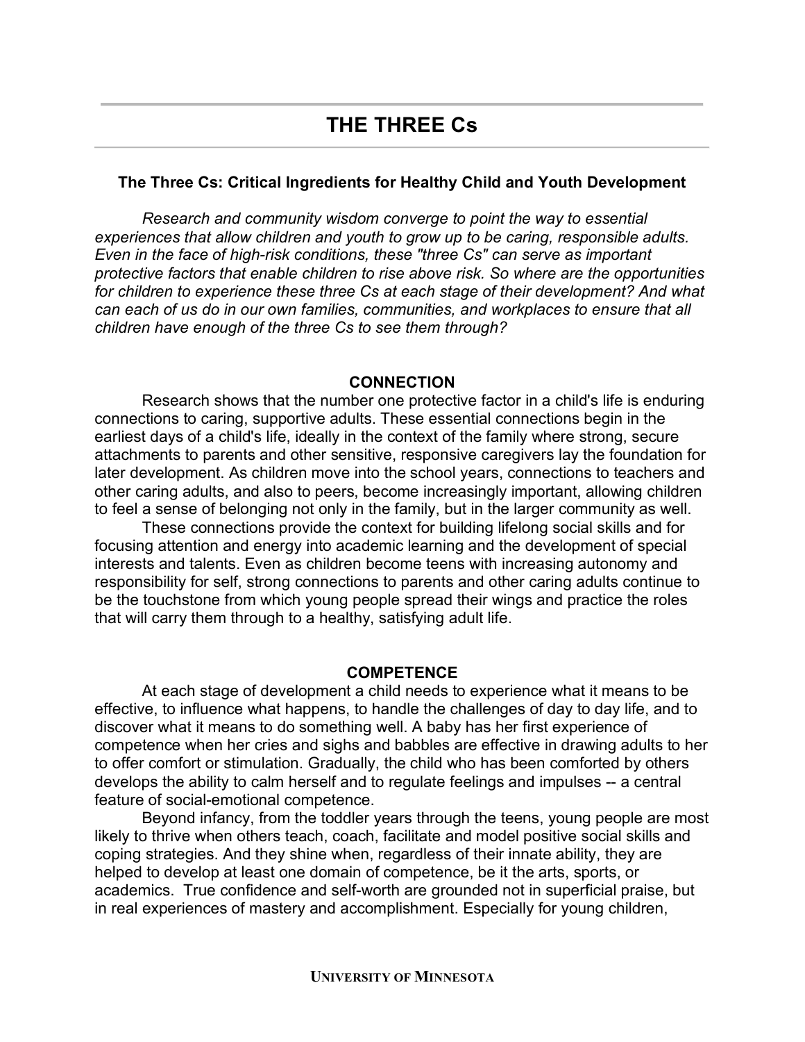# THE THREE Cs

### The Three Cs: Critical Ingredients for Healthy Child and Youth Development

*Research and community wisdom converge to point the way to essential experiences that allow children and youth to grow up to be caring, responsible adults. Even in the face of high-risk conditions, these "three Cs" can serve as important protective factors that enable children to rise above risk. So where are the opportunities for children to experience these three Cs at each stage of their development? And what can each of us do in our own families, communities, and workplaces to ensure that all children have enough of the three Cs to see them through?*

## CONNECTION

Research shows that the number one protective factor in a child's life is enduring connections to caring, supportive adults. These essential connections begin in the earliest days of a child's life, ideally in the context of the family where strong, secure attachments to parents and other sensitive, responsive caregivers lay the foundation for later development. As children move into the school years, connections to teachers and other caring adults, and also to peers, become increasingly important, allowing children to feel a sense of belonging not only in the family, but in the larger community as well.

These connections provide the context for building lifelong social skills and for focusing attention and energy into academic learning and the development of special interests and talents. Even as children become teens with increasing autonomy and responsibility for self, strong connections to parents and other caring adults continue to be the touchstone from which young people spread their wings and practice the roles that will carry them through to a healthy, satisfying adult life.

## COMPETENCE

At each stage of development a child needs to experience what it means to be effective, to influence what happens, to handle the challenges of day to day life, and to discover what it means to do something well. A baby has her first experience of competence when her cries and sighs and babbles are effective in drawing adults to her to offer comfort or stimulation. Gradually, the child who has been comforted by others develops the ability to calm herself and to regulate feelings and impulses -- a central feature of social-emotional competence.

Beyond infancy, from the toddler years through the teens, young people are most likely to thrive when others teach, coach, facilitate and model positive social skills and coping strategies. And they shine when, regardless of their innate ability, they are helped to develop at least one domain of competence, be it the arts, sports, or academics. True confidence and self-worth are grounded not in superficial praise, but in real experiences of mastery and accomplishment. Especially for young children,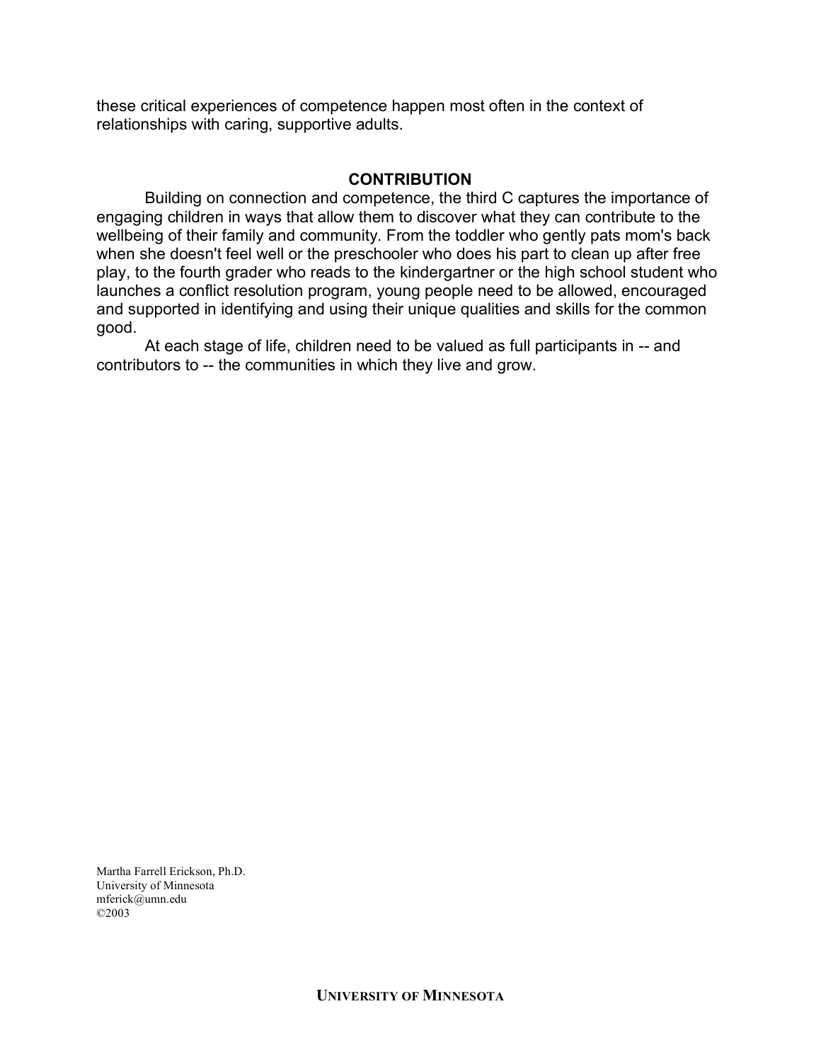these critical experiences of competence happen most often in the context of relationships with caring, supportive adults.

## CONTRIBUTION

Building on connection and competence, the third C captures the importance of engaging children in ways that allow them to discover what they can contribute to the wellbeing of their family and community. From the toddler who gently pats mom's back when she doesn't feel well or the preschooler who does his part to clean up after free play, to the fourth grader who reads to the kindergartner or the high school student who launches a conflict resolution program, young people need to be allowed, encouraged and supported in identifying and using their unique qualities and skills for the common good.

At each stage of life, children need to be valued as full participants in -- and contributors to -- the communities in which they live and grow.

Martha Farrell Erickson, Ph.D.
University of Minnesota
mferick@umn.edu
©2003

**UNIVERSITY OF MINNESOTA**